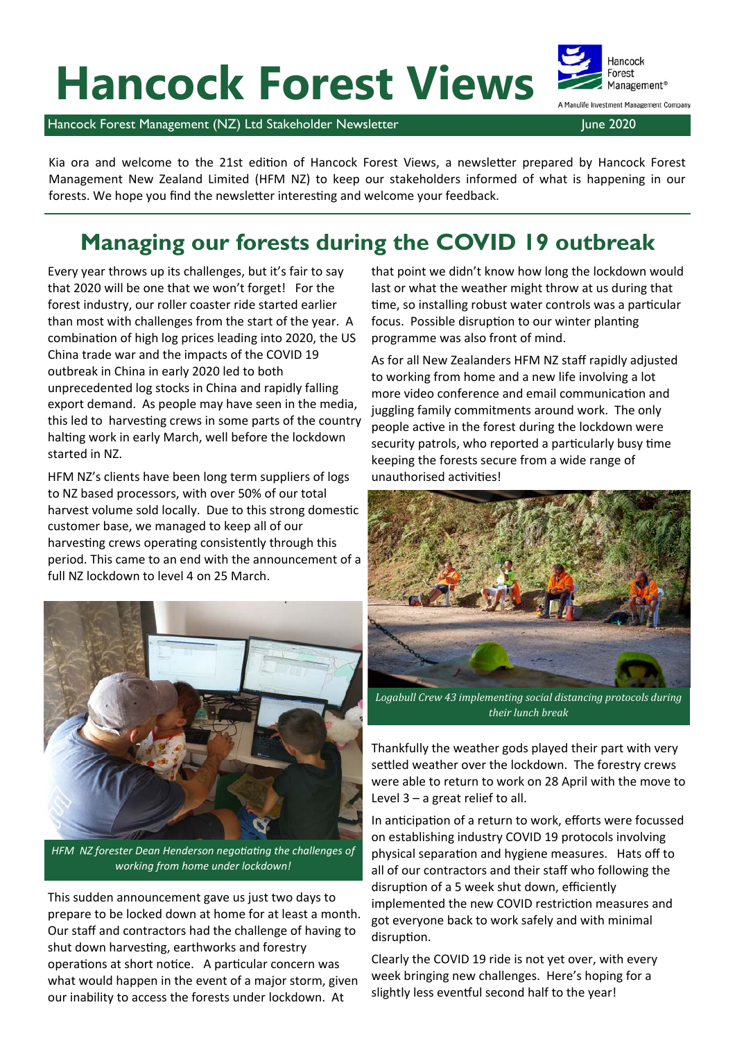# Hancock Forest Views

Hancock Forest Management (NZ) Ltd Stakeholder Newsletter — June 2020

Kia ora and welcome to the 21st edition of Hancock Forest Views, a newsletter prepared by Hancock Forest Management New Zealand Limited (HFM NZ) to keep our stakeholders informed of what is happening in our forests. We hope you find the newsletter interesting and welcome your feedback.

## Managing our forests during the COVID 19 outbreak

Every year throws up its challenges, but it's fair to say that 2020 will be one that we won't forget! For the forest industry, our roller coaster ride started earlier than most with challenges from the start of the year. A combination of high log prices leading into 2020, the US China trade war and the impacts of the COVID 19 outbreak in China in early 2020 led to both unprecedented log stocks in China and rapidly falling export demand. As people may have seen in the media, this led to harvesting crews in some parts of the country halting work in early March, well before the lockdown started in NZ.

HFM NZ's clients have been long term suppliers of logs to NZ based processors, with over 50% of our total harvest volume sold locally. Due to this strong domestic customer base, we managed to keep all of our harvesting crews operating consistently through this period. This came to an end with the announcement of a full NZ lockdown to level 4 on 25 March.

*HFM NZ forester Dean Henderson negotiating the challenges of working from home under lockdown!*

This sudden announcement gave us just two days to prepare to be locked down at home for at least a month. Our staff and contractors had the challenge of having to shut down harvesting, earthworks and forestry operations at short notice. A particular concern was what would happen in the event of a major storm, given our inability to access the forests under lockdown. At that point we didn't know how long the lockdown would last or what the weather might throw at us during that time, so installing robust water controls was a particular focus. Possible disruption to our winter planting programme was also front of mind.

As for all New Zealanders HFM NZ staff rapidly adjusted to working from home and a new life involving a lot more video conference and email communication and juggling family commitments around work. The only people active in the forest during the lockdown were security patrols, who reported a particularly busy time keeping the forests secure from a wide range of unauthorised activities!

*Logabull Crew 43 implementing social distancing protocols during their lunch break*

Thankfully the weather gods played their part with very settled weather over the lockdown. The forestry crews were able to return to work on 28 April with the move to Level 3 – a great relief to all.

In anticipation of a return to work, efforts were focussed on establishing industry COVID 19 protocols involving physical separation and hygiene measures. Hats off to all of our contractors and their staff who following the disruption of a 5 week shut down, efficiently implemented the new COVID restriction measures and got everyone back to work safely and with minimal disruption.

Clearly the COVID 19 ride is not yet over, with every week bringing new challenges. Here's hoping for a slightly less eventful second half to the year!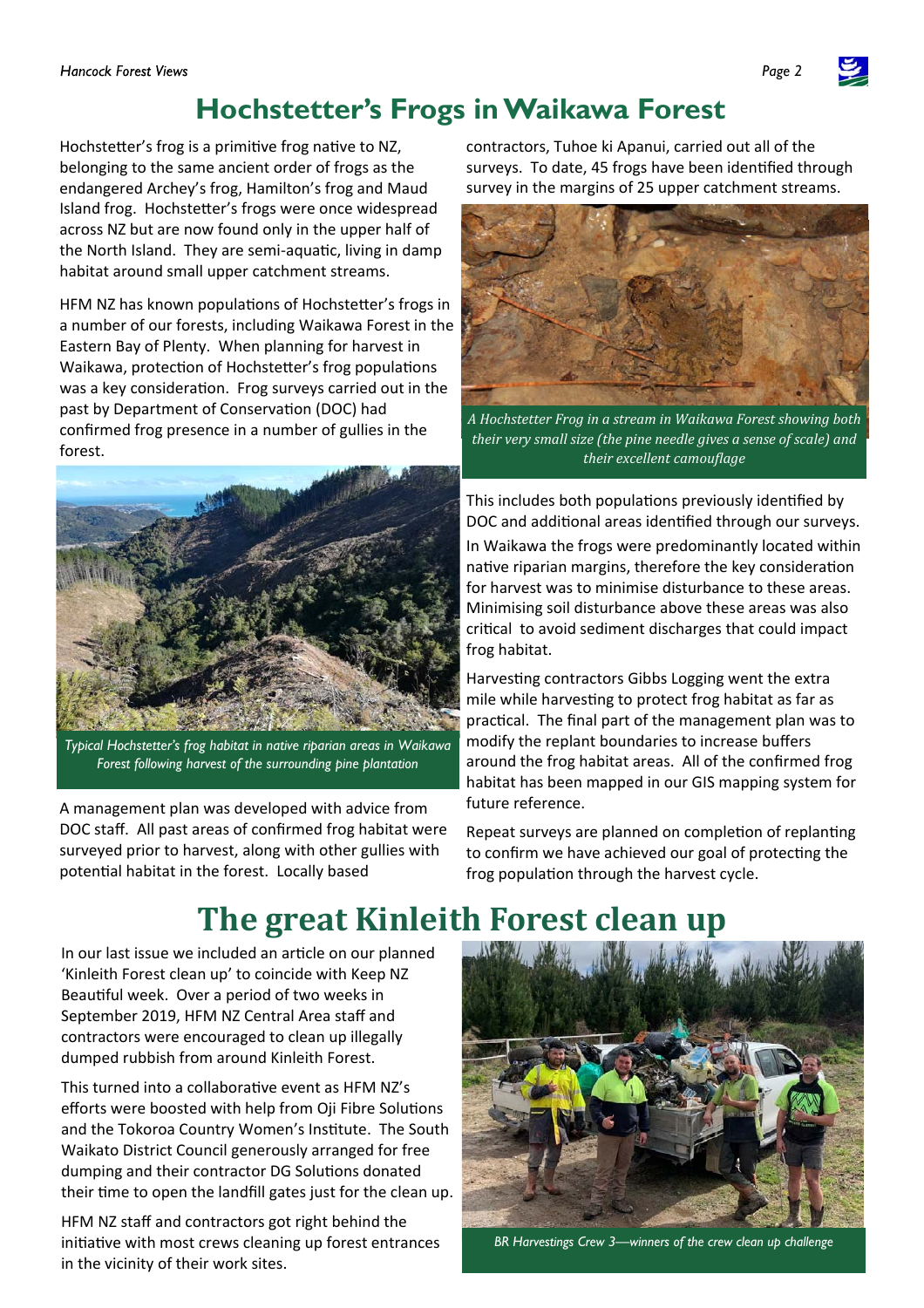# Hochstetter's Frogs in Waikawa Forest

Hochstetter's frog is a primitive frog native to NZ, belonging to the same ancient order of frogs as the endangered Archey's frog, Hamilton's frog and Maud Island frog. Hochstetter's frogs were once widespread across NZ but are now found only in the upper half of the North Island. They are semi-aquatic, living in damp habitat around small upper catchment streams.

HFM NZ has known populations of Hochstetter's frogs in a number of our forests, including Waikawa Forest in the Eastern Bay of Plenty. When planning for harvest in Waikawa, protection of Hochstetter's frog populations was a key consideration. Frog surveys carried out in the past by Department of Conservation (DOC) had confirmed frog presence in a number of gullies in the forest.

*Typical Hochstetter's frog habitat in native riparian areas in Waikawa Forest following harvest of the surrounding pine plantation*

A management plan was developed with advice from DOC staff. All past areas of confirmed frog habitat were surveyed prior to harvest, along with other gullies with potential habitat in the forest. Locally based contractors, Tuhoe ki Apanui, carried out all of the surveys. To date, 45 frogs have been identified through survey in the margins of 25 upper catchment streams.

*A Hochstetter Frog in a stream in Waikawa Forest showing both their very small size (the pine needle gives a sense of scale) and their excellent camouflage*

This includes both populations previously identified by DOC and additional areas identified through our surveys. In Waikawa the frogs were predominantly located within native riparian margins, therefore the key consideration for harvest was to minimise disturbance to these areas. Minimising soil disturbance above these areas was also critical to avoid sediment discharges that could impact frog habitat.

Harvesting contractors Gibbs Logging went the extra mile while harvesting to protect frog habitat as far as practical. The final part of the management plan was to modify the replant boundaries to increase buffers around the frog habitat areas. All of the confirmed frog habitat has been mapped in our GIS mapping system for future reference.

Repeat surveys are planned on completion of replanting to confirm we have achieved our goal of protecting the frog population through the harvest cycle.

# The great Kinleith Forest clean up

In our last issue we included an article on our planned 'Kinleith Forest clean up' to coincide with Keep NZ Beautiful week. Over a period of two weeks in September 2019, HFM NZ Central Area staff and contractors were encouraged to clean up illegally dumped rubbish from around Kinleith Forest.

This turned into a collaborative event as HFM NZ's efforts were boosted with help from Oji Fibre Solutions and the Tokoroa Country Women's Institute. The South Waikato District Council generously arranged for free dumping and their contractor DG Solutions donated their time to open the landfill gates just for the clean up.

HFM NZ staff and contractors got right behind the initiative with most crews cleaning up forest entrances in the vicinity of their work sites.

*BR Harvestings Crew 3—winners of the crew clean up challenge*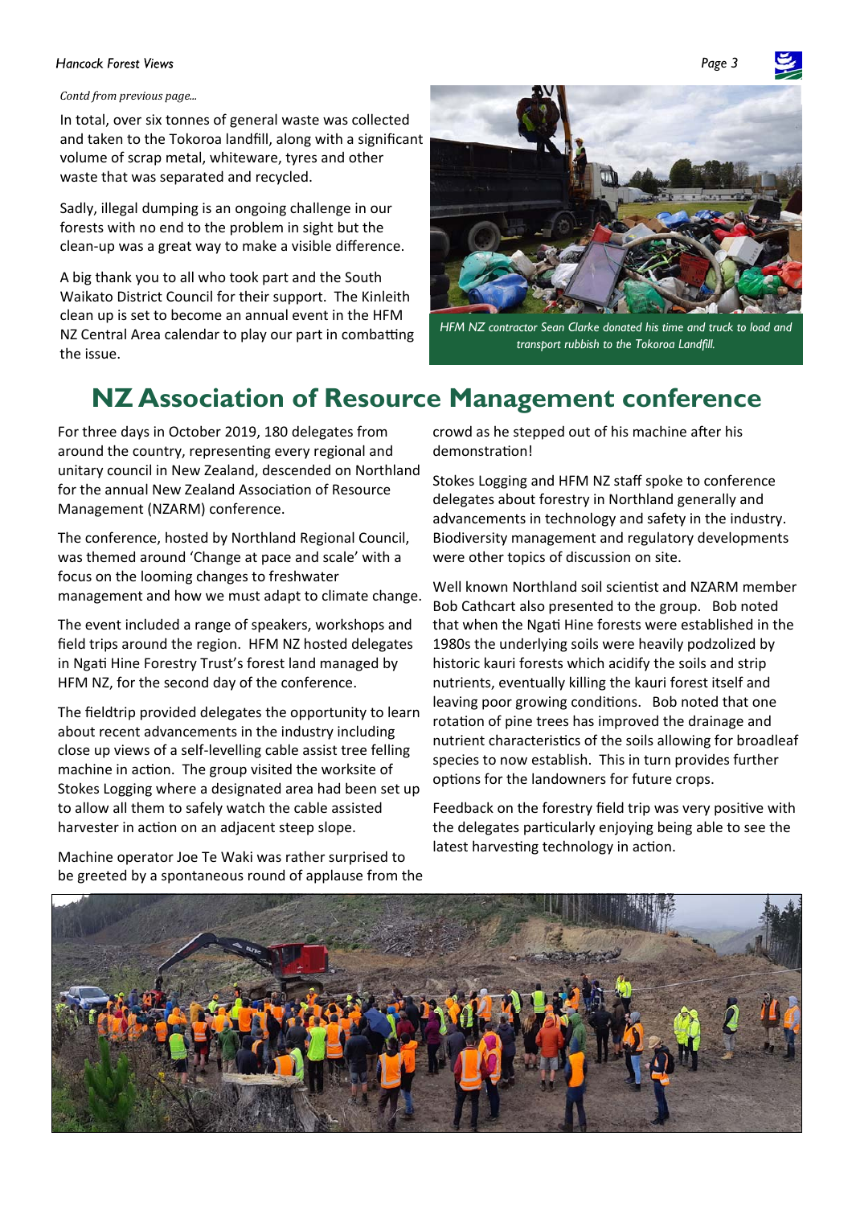*Contd from previous page...*

In total, over six tonnes of general waste was collected and taken to the Tokoroa landfill, along with a significant volume of scrap metal, whiteware, tyres and other waste that was separated and recycled.

Sadly, illegal dumping is an ongoing challenge in our forests with no end to the problem in sight but the clean-up was a great way to make a visible difference.

A big thank you to all who took part and the South Waikato District Council for their support. The Kinleith clean up is set to become an annual event in the HFM NZ Central Area calendar to play our part in combatting the issue.

*HFM NZ contractor Sean Clarke donated his time and truck to load and transport rubbish to the Tokoroa Landfill.*

# NZ Association of Resource Management conference

For three days in October 2019, 180 delegates from around the country, representing every regional and unitary council in New Zealand, descended on Northland for the annual New Zealand Association of Resource Management (NZARM) conference.

The conference, hosted by Northland Regional Council, was themed around 'Change at pace and scale' with a focus on the looming changes to freshwater management and how we must adapt to climate change.

The event included a range of speakers, workshops and field trips around the region. HFM NZ hosted delegates in Ngati Hine Forestry Trust's forest land managed by HFM NZ, for the second day of the conference.

The fieldtrip provided delegates the opportunity to learn about recent advancements in the industry including close up views of a self-levelling cable assist tree felling machine in action. The group visited the worksite of Stokes Logging where a designated area had been set up to allow all them to safely watch the cable assisted harvester in action on an adjacent steep slope.

Machine operator Joe Te Waki was rather surprised to be greeted by a spontaneous round of applause from the crowd as he stepped out of his machine after his demonstration!

Stokes Logging and HFM NZ staff spoke to conference delegates about forestry in Northland generally and advancements in technology and safety in the industry. Biodiversity management and regulatory developments were other topics of discussion on site.

Well known Northland soil scientist and NZARM member Bob Cathcart also presented to the group. Bob noted that when the Ngati Hine forests were established in the 1980s the underlying soils were heavily podzolized by historic kauri forests which acidify the soils and strip nutrients, eventually killing the kauri forest itself and leaving poor growing conditions. Bob noted that one rotation of pine trees has improved the drainage and nutrient characteristics of the soils allowing for broadleaf species to now establish. This in turn provides further options for the landowners for future crops.

Feedback on the forestry field trip was very positive with the delegates particularly enjoying being able to see the latest harvesting technology in action.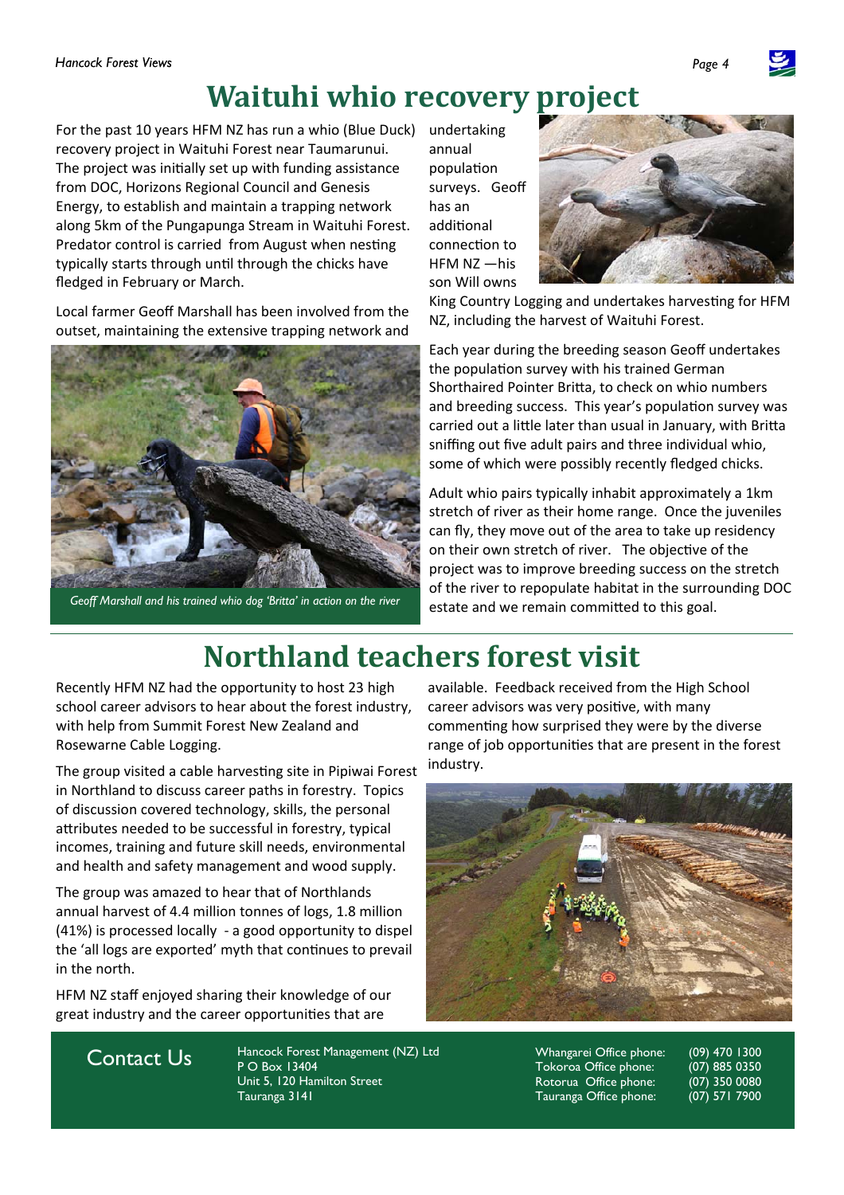# Waituhi whio recovery project

For the past 10 years HFM NZ has run a whio (Blue Duck) recovery project in Waituhi Forest near Taumarunui. The project was initially set up with funding assistance from DOC, Horizons Regional Council and Genesis Energy, to establish and maintain a trapping network along 5km of the Pungapunga Stream in Waituhi Forest. Predator control is carried from August when nesting typically starts through until through the chicks have fledged in February or March.

Local farmer Geoff Marshall has been involved from the outset, maintaining the extensive trapping network and undertaking annual population surveys. Geoff has an additional connection to HFM NZ —his son Will owns King Country Logging and undertakes harvesting for HFM NZ, including the harvest of Waituhi Forest.

*Geoff Marshall and his trained whio dog 'Britta' in action on the river*

Each year during the breeding season Geoff undertakes the population survey with his trained German Shorthaired Pointer Britta, to check on whio numbers and breeding success. This year's population survey was carried out a little later than usual in January, with Britta sniffing out five adult pairs and three individual whio, some of which were possibly recently fledged chicks.

Adult whio pairs typically inhabit approximately a 1km stretch of river as their home range. Once the juveniles can fly, they move out of the area to take up residency on their own stretch of river. The objective of the project was to improve breeding success on the stretch of the river to repopulate habitat in the surrounding DOC estate and we remain committed to this goal.

# Northland teachers forest visit

Recently HFM NZ had the opportunity to host 23 high school career advisors to hear about the forest industry, with help from Summit Forest New Zealand and Rosewarne Cable Logging.

The group visited a cable harvesting site in Pipiwai Forest in Northland to discuss career paths in forestry. Topics of discussion covered technology, skills, the personal attributes needed to be successful in forestry, typical incomes, training and future skill needs, environmental and health and safety management and wood supply.

The group was amazed to hear that of Northlands annual harvest of 4.4 million tonnes of logs, 1.8 million (41%) is processed locally - a good opportunity to dispel the 'all logs are exported' myth that continues to prevail in the north.

HFM NZ staff enjoyed sharing their knowledge of our great industry and the career opportunities that are available. Feedback received from the High School career advisors was very positive, with many commenting how surprised they were by the diverse range of job opportunities that are present in the forest industry.

## Contact Us

Hancock Forest Management (NZ) Ltd
P O Box 13404
Unit 5, 120 Hamilton Street
Tauranga 3141

| | |
|---|---|
| Whangarei Office phone: | (09) 470 1300 |
| Tokoroa Office phone: | (07) 885 0350 |
| Rotorua Office phone: | (07) 350 0080 |
| Tauranga Office phone: | (07) 571 7900 |